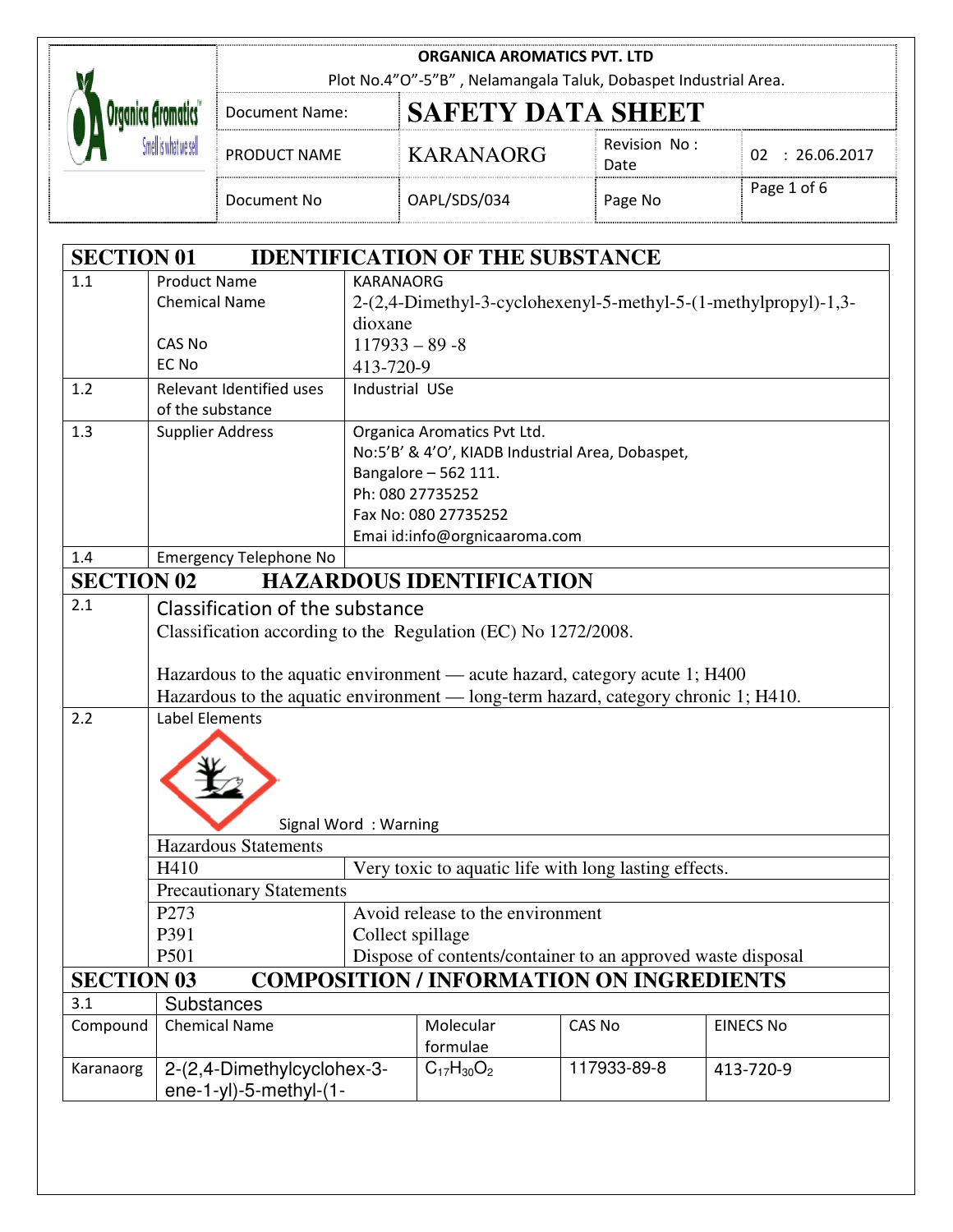**ORGANICA AROMATICS PVT. LTD**
Plot No.4"O"-5"B" , Nelamangala Taluk, Dobaspet Industrial Area.

| Document Name: | SAFETY DATA SHEET | | |
|---|---|---|---|
| PRODUCT NAME | KARANAORG | Revision No : Date | 02 : 26.06.2017 |
| Document No | OAPL/SDS/034 | Page No | Page 1 of 6 |

## SECTION 01 IDENTIFICATION OF THE SUBSTANCE

| | | |
|---|---|---|
| 1.1 | Product Name<br>Chemical Name<br><br>CAS No<br>EC No | KARANAORG<br>2-(2,4-Dimethyl-3-cyclohexenyl-5-methyl-5-(1-methylpropyl)-1,3-dioxane<br>117933 – 89 -8<br>413-720-9 |
| 1.2 | Relevant Identified uses of the substance | Industrial USe |
| 1.3 | Supplier Address | Organica Aromatics Pvt Ltd.<br>No:5'B' & 4'O', KIADB Industrial Area, Dobaspet,<br>Bangalore – 562 111.<br>Ph: 080 27735252<br>Fax No: 080 27735252<br>Emai id:info@orgnicaaroma.com |
| 1.4 | Emergency Telephone No | |

## SECTION 02 HAZARDOUS IDENTIFICATION

**2.1 Classification of the substance**

Classification according to the Regulation (EC) No 1272/2008.

Hazardous to the aquatic environment — acute hazard, category acute 1; H400
Hazardous to the aquatic environment — long-term hazard, category chronic 1; H410.

**2.2 Label Elements**

Signal Word : Warning

Hazardous Statements

| | |
|---|---|
| H410 | Very toxic to aquatic life with long lasting effects. |

Precautionary Statements

| | |
|---|---|
| P273 | Avoid release to the environment |
| P391 | Collect spillage |
| P501 | Dispose of contents/container to an approved waste disposal |

## SECTION 03 COMPOSITION / INFORMATION ON INGREDIENTS

**3.1 Substances**

| Compound | Chemical Name | Molecular formulae | CAS No | EINECS No |
|---|---|---|---|---|
| Karanaorg | 2-(2,4-Dimethylcyclohex-3-ene-1-yl)-5-methyl-(1- | $C_{17}H_{30}O_2$ | 117933-89-8 | 413-720-9 |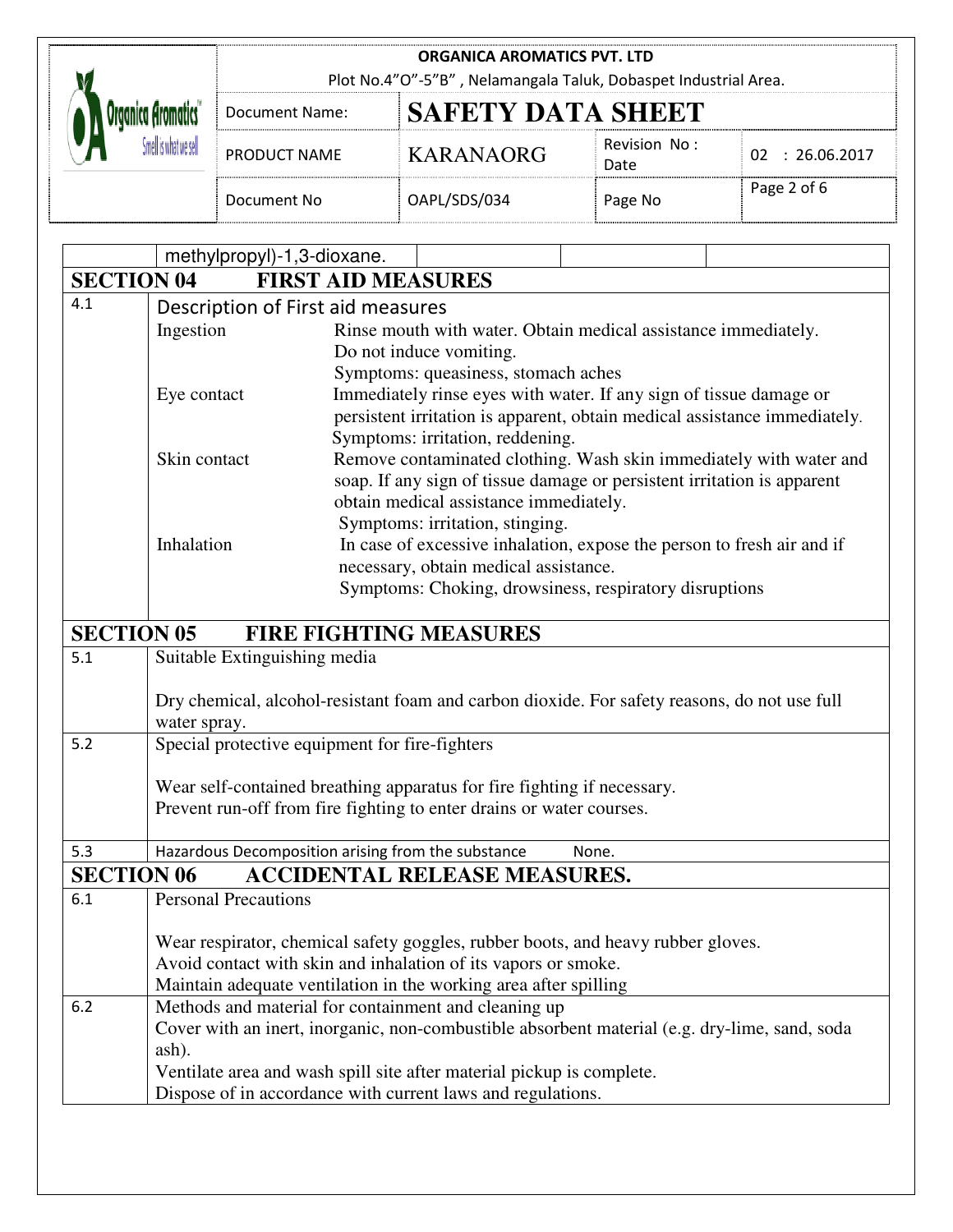methylpropyl)-1,3-dioxane.

## SECTION 04 FIRST AID MEASURES

**4.1** Description of First aid measures

**Ingestion**
Rinse mouth with water. Obtain medical assistance immediately.
Do not induce vomiting.
Symptoms: queasiness, stomach aches

**Eye contact**
Immediately rinse eyes with water. If any sign of tissue damage or persistent irritation is apparent, obtain medical assistance immediately.
Symptoms: irritation, reddening.

**Skin contact**
Remove contaminated clothing. Wash skin immediately with water and soap. If any sign of tissue damage or persistent irritation is apparent obtain medical assistance immediately.
Symptoms: irritation, stinging.

**Inhalation**
In case of excessive inhalation, expose the person to fresh air and if necessary, obtain medical assistance.
Symptoms: Choking, drowsiness, respiratory disruptions

## SECTION 05 FIRE FIGHTING MEASURES

**5.1** Suitable Extinguishing media

Dry chemical, alcohol-resistant foam and carbon dioxide. For safety reasons, do not use full water spray.

**5.2** Special protective equipment for fire-fighters

Wear self-contained breathing apparatus for fire fighting if necessary.
Prevent run-off from fire fighting to enter drains or water courses.

**5.3** Hazardous Decomposition arising from the substance None.

## SECTION 06 ACCIDENTAL RELEASE MEASURES.

**6.1** Personal Precautions

Wear respirator, chemical safety goggles, rubber boots, and heavy rubber gloves.
Avoid contact with skin and inhalation of its vapors or smoke.
Maintain adequate ventilation in the working area after spilling

**6.2** Methods and material for containment and cleaning up
Cover with an inert, inorganic, non-combustible absorbent material (e.g. dry-lime, sand, soda ash).
Ventilate area and wash spill site after material pickup is complete.
Dispose of in accordance with current laws and regulations.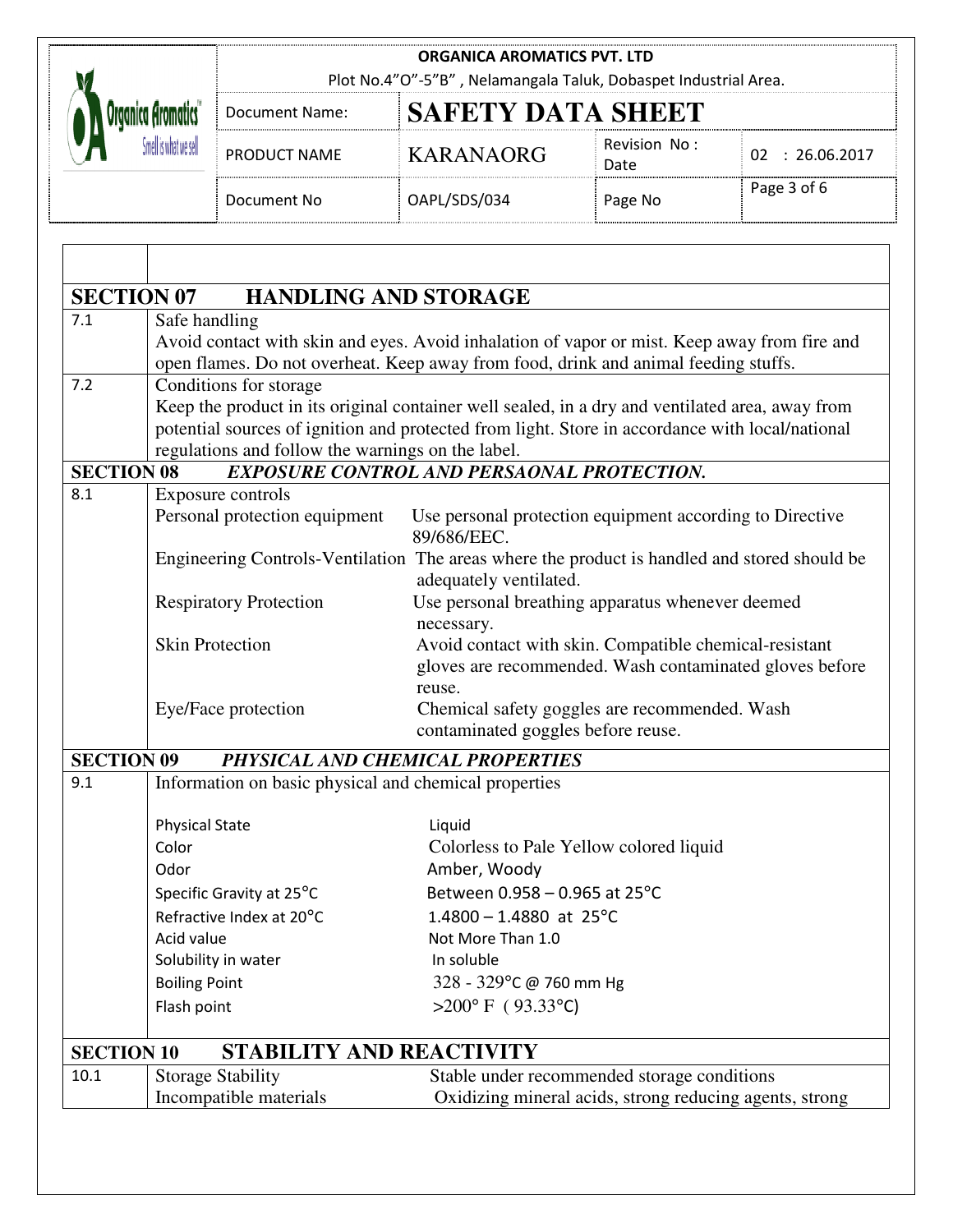## SECTION 07 HANDLING AND STORAGE

| | |
|---|---|
| 7.1 | Safe handling<br>Avoid contact with skin and eyes. Avoid inhalation of vapor or mist. Keep away from fire and open flames. Do not overheat. Keep away from food, drink and animal feeding stuffs. |
| 7.2 | Conditions for storage<br>Keep the product in its original container well sealed, in a dry and ventilated area, away from potential sources of ignition and protected from light. Store in accordance with local/national regulations and follow the warnings on the label. |

## SECTION 08 *EXPOSURE CONTROL AND PERSAONAL PROTECTION.*

8.1 Exposure controls

| | |
|---|---|
| Personal protection equipment | Use personal protection equipment according to Directive 89/686/EEC. |
| Engineering Controls-Ventilation | The areas where the product is handled and stored should be adequately ventilated. |
| Respiratory Protection | Use personal breathing apparatus whenever deemed necessary. |
| Skin Protection | Avoid contact with skin. Compatible chemical-resistant gloves are recommended. Wash contaminated gloves before reuse. |
| Eye/Face protection | Chemical safety goggles are recommended. Wash contaminated goggles before reuse. |

## SECTION 09 *PHYSICAL AND CHEMICAL PROPERTIES*

9.1 Information on basic physical and chemical properties

| | |
|---|---|
| Physical State | Liquid |
| Color | Colorless to Pale Yellow colored liquid |
| Odor | Amber, Woody |
| Specific Gravity at 25°C | Between 0.958 – 0.965 at 25°C |
| Refractive Index at 20°C | 1.4800 – 1.4880 at 25°C |
| Acid value | Not More Than 1.0 |
| Solubility in water | In soluble |
| Boiling Point | 328 - 329°C @ 760 mm Hg |
| Flash point | >200° F ( 93.33°C) |

## SECTION 10 STABILITY AND REACTIVITY

| | | |
|---|---|---|
| 10.1 | Storage Stability | Stable under recommended storage conditions |
| | Incompatible materials | Oxidizing mineral acids, strong reducing agents, strong |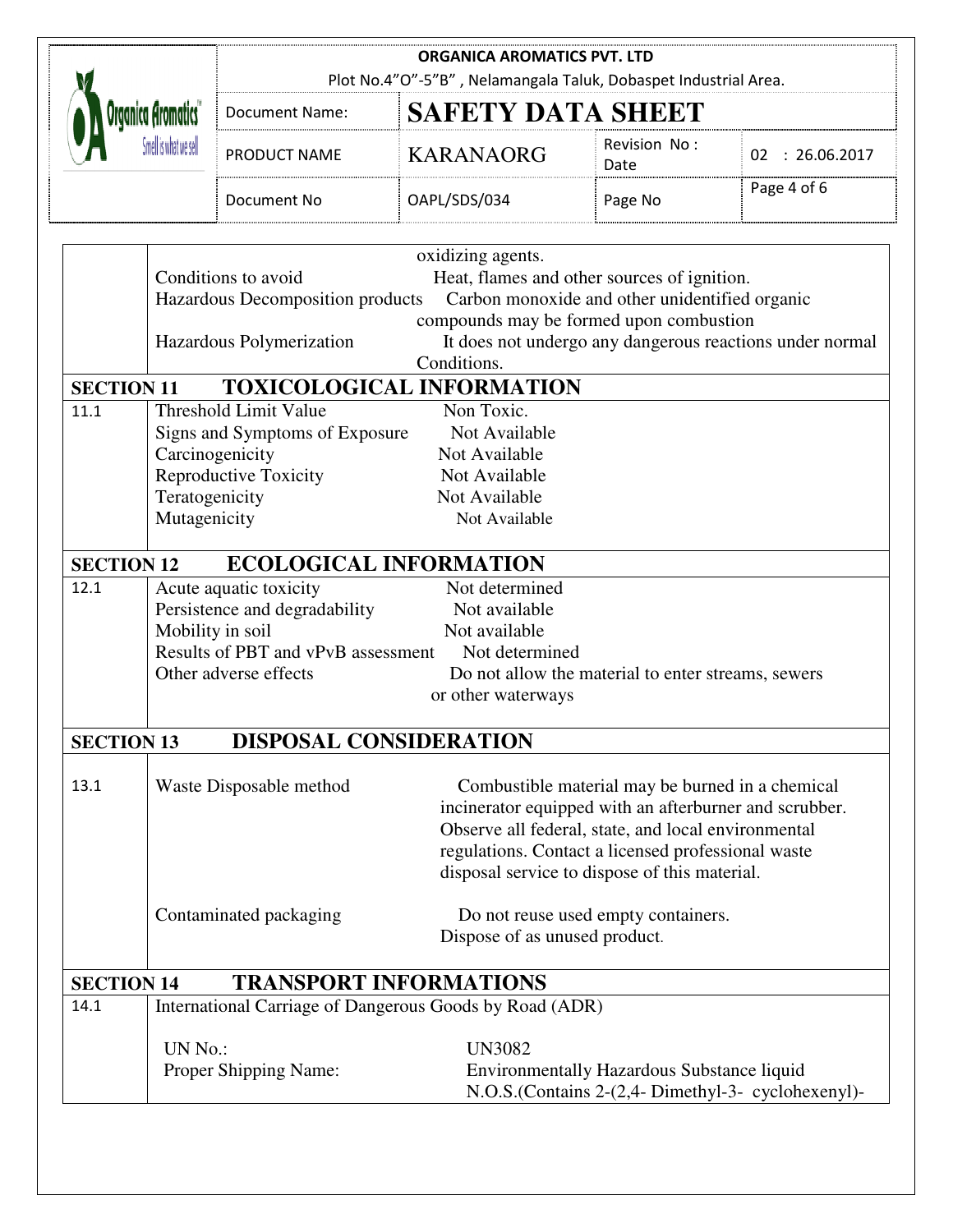|  |  |  |
|---|---|---|
|  |  | oxidizing agents. |
|  | Conditions to avoid | Heat, flames and other sources of ignition. |
|  | Hazardous Decomposition products | Carbon monoxide and other unidentified organic compounds may be formed upon combustion |
|  | Hazardous Polymerization | It does not undergo any dangerous reactions under normal Conditions. |

## SECTION 11 TOXICOLOGICAL INFORMATION

|  |  |  |
|---|---|---|
| 11.1 | Threshold Limit Value | Non Toxic. |
|  | Signs and Symptoms of Exposure | Not Available |
|  | Carcinogenicity | Not Available |
|  | Reproductive Toxicity | Not Available |
|  | Teratogenicity | Not Available |
|  | Mutagenicity | Not Available |

## SECTION 12 ECOLOGICAL INFORMATION

|  |  |  |
|---|---|---|
| 12.1 | Acute aquatic toxicity | Not determined |
|  | Persistence and degradability | Not available |
|  | Mobility in soil | Not available |
|  | Results of PBT and vPvB assessment | Not determined |
|  | Other adverse effects | Do not allow the material to enter streams, sewers or other waterways |

## SECTION 13 DISPOSAL CONSIDERATION

|  |  |  |
|---|---|---|
| 13.1 | Waste Disposable method | Combustible material may be burned in a chemical incinerator equipped with an afterburner and scrubber. Observe all federal, state, and local environmental regulations. Contact a licensed professional waste disposal service to dispose of this material. |
|  | Contaminated packaging | Do not reuse used empty containers. Dispose of as unused product. |

## SECTION 14 TRANSPORT INFORMATIONS

14.1 International Carriage of Dangerous Goods by Road (ADR)

|  |  |
|---|---|
| UN No.: | UN3082 |
| Proper Shipping Name: | Environmentally Hazardous Substance liquid N.O.S.(Contains 2-(2,4- Dimethyl-3- cyclohexenyl)- |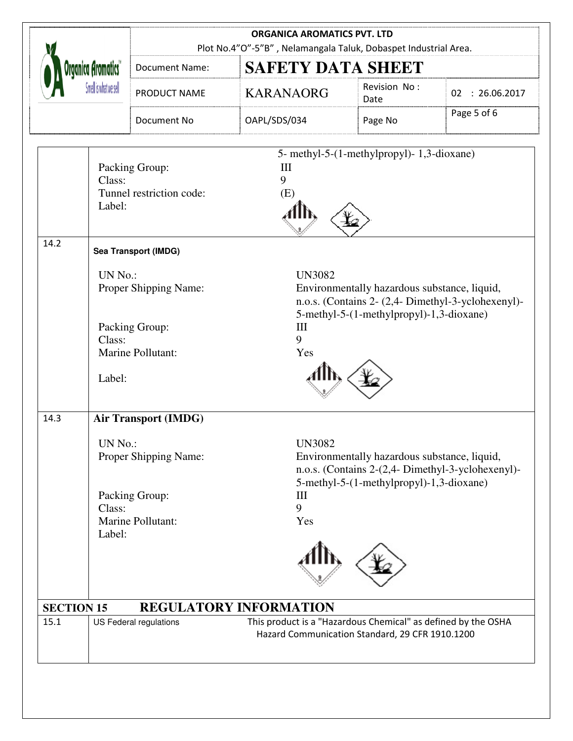| | | |
|---|---|---|
| | | 5- methyl-5-(1-methylpropyl)- 1,3-dioxane) |
| | Packing Group: | III |
| | Class: | 9 |
| | Tunnel restriction code: | (E) |
| | Label: | |
| 14.2 | **Sea Transport (IMDG)** | |
| | UN No.: | UN3082 |
| | Proper Shipping Name: | Environmentally hazardous substance, liquid, n.o.s. (Contains 2- (2,4- Dimethyl-3-yclohexenyl)-5-methyl-5-(1-methylpropyl)-1,3-dioxane) |
| | Packing Group: | III |
| | Class: | 9 |
| | Marine Pollutant: | Yes |
| | Label: | |
| 14.3 | **Air Transport (IMDG)** | |
| | UN No.: | UN3082 |
| | Proper Shipping Name: | Environmentally hazardous substance, liquid, n.o.s. (Contains 2-(2,4- Dimethyl-3-yclohexenyl)-5-methyl-5-(1-methylpropyl)-1,3-dioxane) |
| | Packing Group: | III |
| | Class: | 9 |
| | Marine Pollutant: | Yes |
| | Label: | |

## SECTION 15 REGULATORY INFORMATION

| | | |
|---|---|---|
| 15.1 | US Federal regulations | This product is a "Hazardous Chemical" as defined by the OSHA Hazard Communication Standard, 29 CFR 1910.1200 |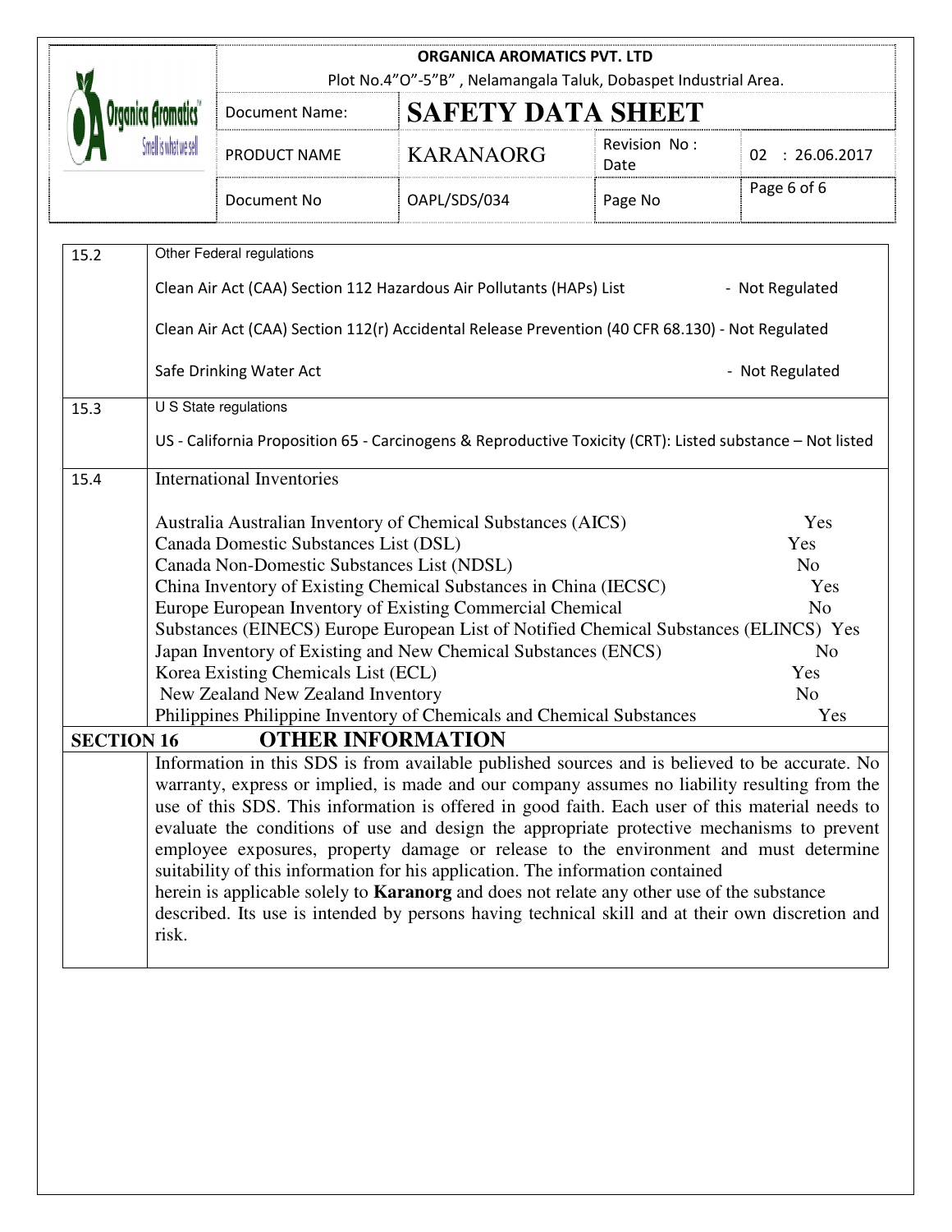| | |
|---|---|
| 15.2 | Other Federal regulations<br><br>Clean Air Act (CAA) Section 112 Hazardous Air Pollutants (HAPs) List - Not Regulated<br><br>Clean Air Act (CAA) Section 112(r) Accidental Release Prevention (40 CFR 68.130) - Not Regulated<br><br>Safe Drinking Water Act - Not Regulated |
| 15.3 | U S State regulations<br><br>US - California Proposition 65 - Carcinogens & Reproductive Toxicity (CRT): Listed substance – Not listed |
| 15.4 | International Inventories<br><br>Australia Australian Inventory of Chemical Substances (AICS) Yes<br>Canada Domestic Substances List (DSL) Yes<br>Canada Non-Domestic Substances List (NDSL) No<br>China Inventory of Existing Chemical Substances in China (IECSC) Yes<br>Europe European Inventory of Existing Commercial Chemical No<br>Substances (EINECS) Europe European List of Notified Chemical Substances (ELINCS) Yes<br>Japan Inventory of Existing and New Chemical Substances (ENCS) No<br>Korea Existing Chemicals List (ECL) Yes<br>New Zealand New Zealand Inventory No<br>Philippines Philippine Inventory of Chemicals and Chemical Substances Yes |

## SECTION 16 OTHER INFORMATION

Information in this SDS is from available published sources and is believed to be accurate. No warranty, express or implied, is made and our company assumes no liability resulting from the use of this SDS. This information is offered in good faith. Each user of this material needs to evaluate the conditions of use and design the appropriate protective mechanisms to prevent employee exposures, property damage or release to the environment and must determine suitability of this information for his application. The information contained herein is applicable solely to **Karanorg** and does not relate any other use of the substance described. Its use is intended by persons having technical skill and at their own discretion and risk.